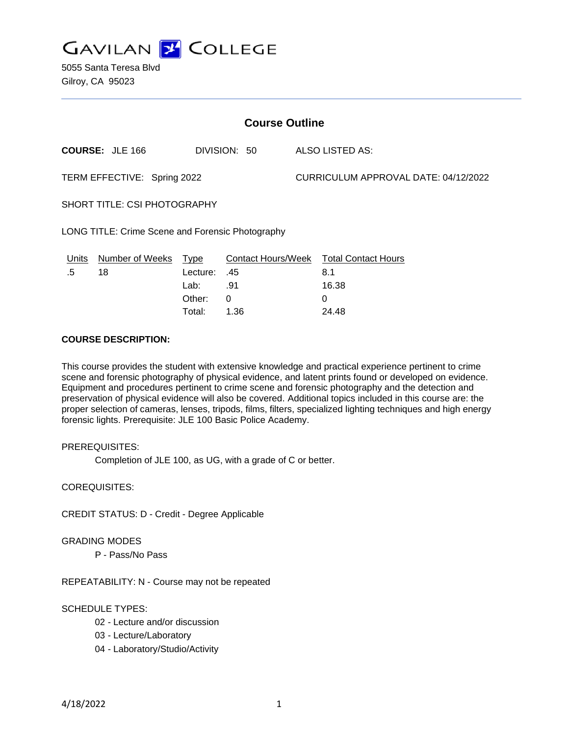# GAVILAN COLLEGE

5055 Santa Teresa Blvd
Gilroy, CA 95023

## Course Outline

**COURSE:** JLE 166 DIVISION: 50 ALSO LISTED AS:

TERM EFFECTIVE: Spring 2022 CURRICULUM APPROVAL DATE: 04/12/2022

SHORT TITLE: CSI PHOTOGRAPHY

LONG TITLE: Crime Scene and Forensic Photography

| Units | Number of Weeks | Type | Contact Hours/Week | Total Contact Hours |
|---|---|---|---|---|
| .5 | 18 | Lecture: | .45 | 8.1 |
| | | Lab: | .91 | 16.38 |
| | | Other: | 0 | 0 |
| | | Total: | 1.36 | 24.48 |

**COURSE DESCRIPTION:**

This course provides the student with extensive knowledge and practical experience pertinent to crime scene and forensic photography of physical evidence, and latent prints found or developed on evidence. Equipment and procedures pertinent to crime scene and forensic photography and the detection and preservation of physical evidence will also be covered. Additional topics included in this course are: the proper selection of cameras, lenses, tripods, films, filters, specialized lighting techniques and high energy forensic lights. Prerequisite: JLE 100 Basic Police Academy.

PREREQUISITES:

Completion of JLE 100, as UG, with a grade of C or better.

COREQUISITES:

CREDIT STATUS: D - Credit - Degree Applicable

GRADING MODES

P - Pass/No Pass

REPEATABILITY: N - Course may not be repeated

SCHEDULE TYPES:

02 - Lecture and/or discussion
03 - Lecture/Laboratory
04 - Laboratory/Studio/Activity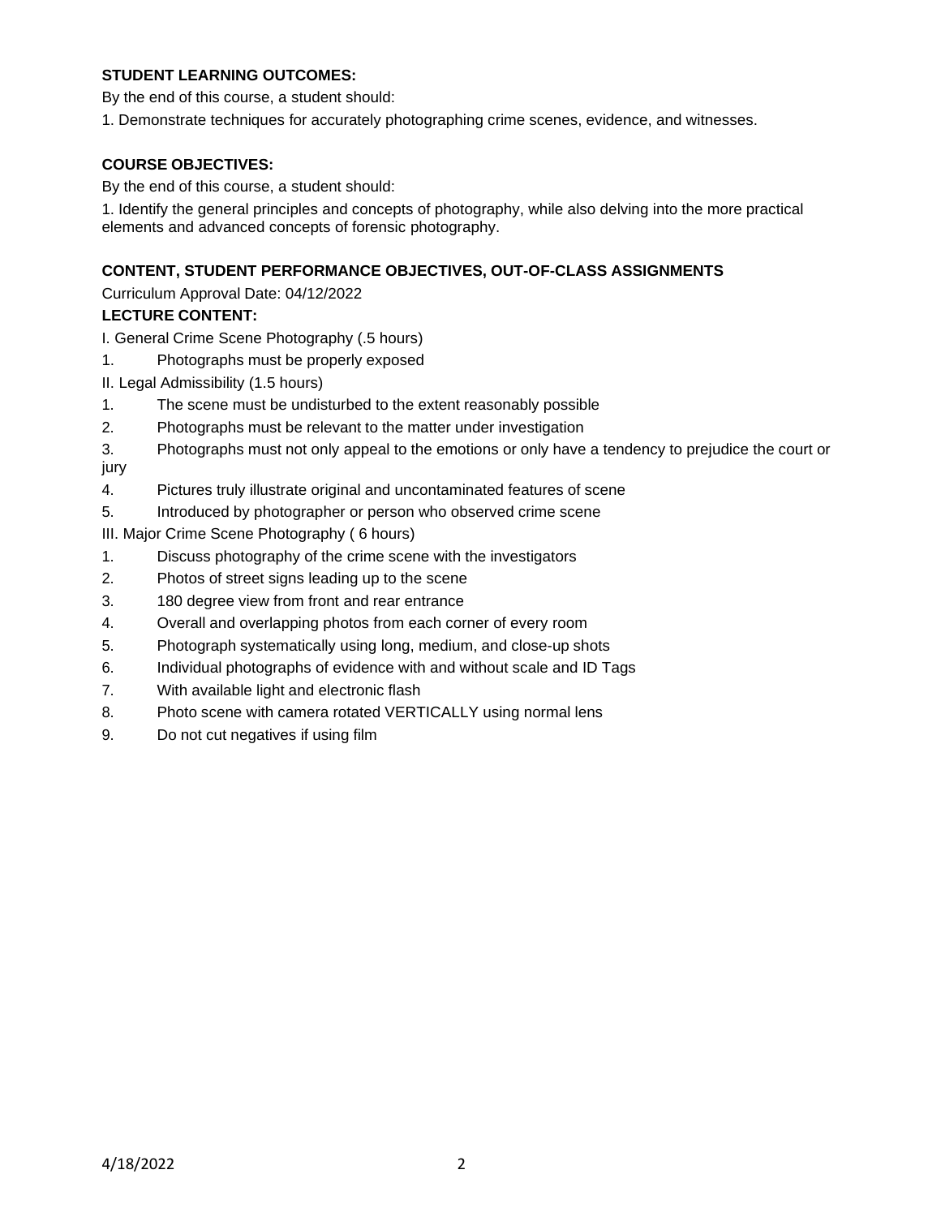**STUDENT LEARNING OUTCOMES:**

By the end of this course, a student should:

1. Demonstrate techniques for accurately photographing crime scenes, evidence, and witnesses.

**COURSE OBJECTIVES:**

By the end of this course, a student should:

1. Identify the general principles and concepts of photography, while also delving into the more practical elements and advanced concepts of forensic photography.

**CONTENT, STUDENT PERFORMANCE OBJECTIVES, OUT-OF-CLASS ASSIGNMENTS**

Curriculum Approval Date: 04/12/2022

**LECTURE CONTENT:**

I. General Crime Scene Photography (.5 hours)

1. Photographs must be properly exposed

II. Legal Admissibility (1.5 hours)

1. The scene must be undisturbed to the extent reasonably possible
2. Photographs must be relevant to the matter under investigation
3. Photographs must not only appeal to the emotions or only have a tendency to prejudice the court or jury
4. Pictures truly illustrate original and uncontaminated features of scene
5. Introduced by photographer or person who observed crime scene

III. Major Crime Scene Photography ( 6 hours)

1. Discuss photography of the crime scene with the investigators
2. Photos of street signs leading up to the scene
3. 180 degree view from front and rear entrance
4. Overall and overlapping photos from each corner of every room
5. Photograph systematically using long, medium, and close-up shots
6. Individual photographs of evidence with and without scale and ID Tags
7. With available light and electronic flash
8. Photo scene with camera rotated VERTICALLY using normal lens
9. Do not cut negatives if using film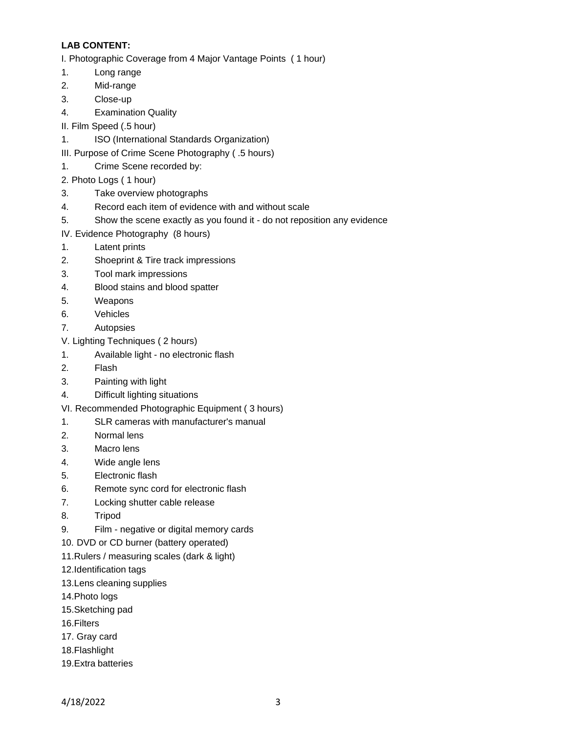**LAB CONTENT:**

I. Photographic Coverage from 4 Major Vantage Points  ( 1 hour)

1. Long range
2. Mid-range
3. Close-up
4. Examination Quality

II. Film Speed (.5 hour)

1. ISO (International Standards Organization)

III. Purpose of Crime Scene Photography ( .5 hours)

1. Crime Scene recorded by:

2. Photo Logs ( 1 hour)

3. Take overview photographs
4. Record each item of evidence with and without scale
5. Show the scene exactly as you found it - do not reposition any evidence

IV. Evidence Photography  (8 hours)

1. Latent prints
2. Shoeprint & Tire track impressions
3. Tool mark impressions
4. Blood stains and blood spatter
5. Weapons
6. Vehicles
7. Autopsies

V. Lighting Techniques ( 2 hours)

1. Available light - no electronic flash
2. Flash
3. Painting with light
4. Difficult lighting situations

VI. Recommended Photographic Equipment ( 3 hours)

1. SLR cameras with manufacturer's manual
2. Normal lens
3. Macro lens
4. Wide angle lens
5. Electronic flash
6. Remote sync cord for electronic flash
7. Locking shutter cable release
8. Tripod
9. Film - negative or digital memory cards
10. DVD or CD burner (battery operated)
11. Rulers / measuring scales (dark & light)
12. Identification tags
13. Lens cleaning supplies
14. Photo logs
15. Sketching pad
16. Filters
17. Gray card
18. Flashlight
19. Extra batteries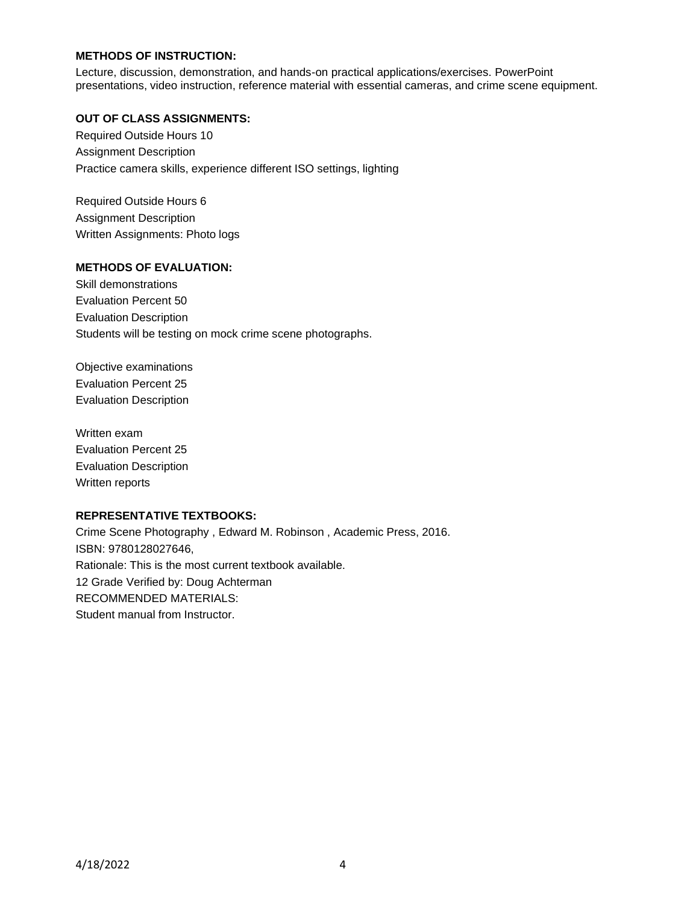**METHODS OF INSTRUCTION:**

Lecture, discussion, demonstration, and hands-on practical applications/exercises. PowerPoint presentations, video instruction, reference material with essential cameras, and crime scene equipment.

**OUT OF CLASS ASSIGNMENTS:**

Required Outside Hours 10
Assignment Description
Practice camera skills, experience different ISO settings, lighting

Required Outside Hours 6
Assignment Description
Written Assignments: Photo logs

**METHODS OF EVALUATION:**

Skill demonstrations
Evaluation Percent 50
Evaluation Description
Students will be testing on mock crime scene photographs.

Objective examinations
Evaluation Percent 25
Evaluation Description

Written exam
Evaluation Percent 25
Evaluation Description
Written reports

**REPRESENTATIVE TEXTBOOKS:**

Crime Scene Photography , Edward M. Robinson , Academic Press, 2016.
ISBN: 9780128027646,
Rationale: This is the most current textbook available.
12 Grade Verified by: Doug Achterman
RECOMMENDED MATERIALS:
Student manual from Instructor.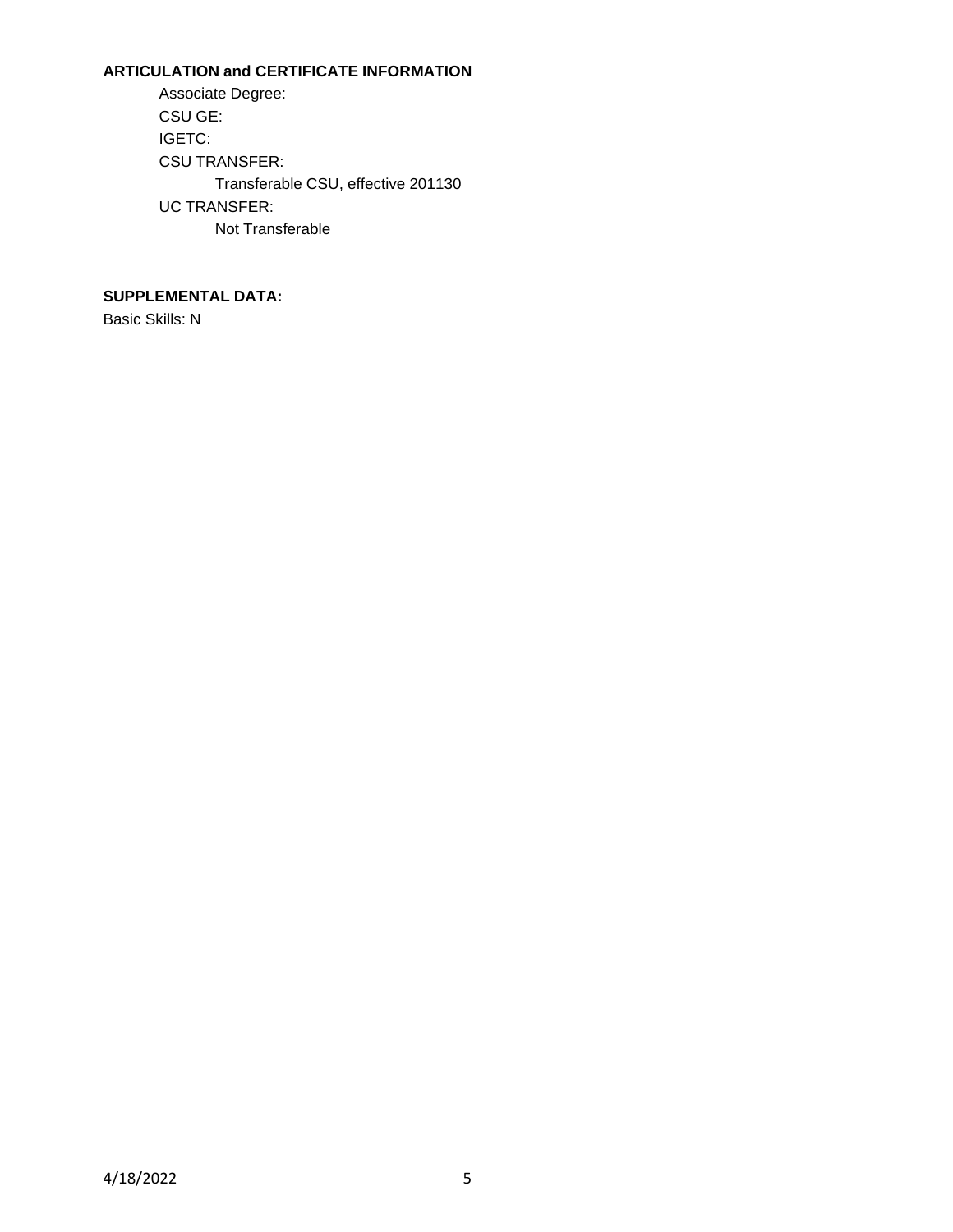**ARTICULATION and CERTIFICATE INFORMATION**

Associate Degree:

CSU GE:

IGETC:

CSU TRANSFER:

Transferable CSU, effective 201130

UC TRANSFER:

Not Transferable

**SUPPLEMENTAL DATA:**

Basic Skills: N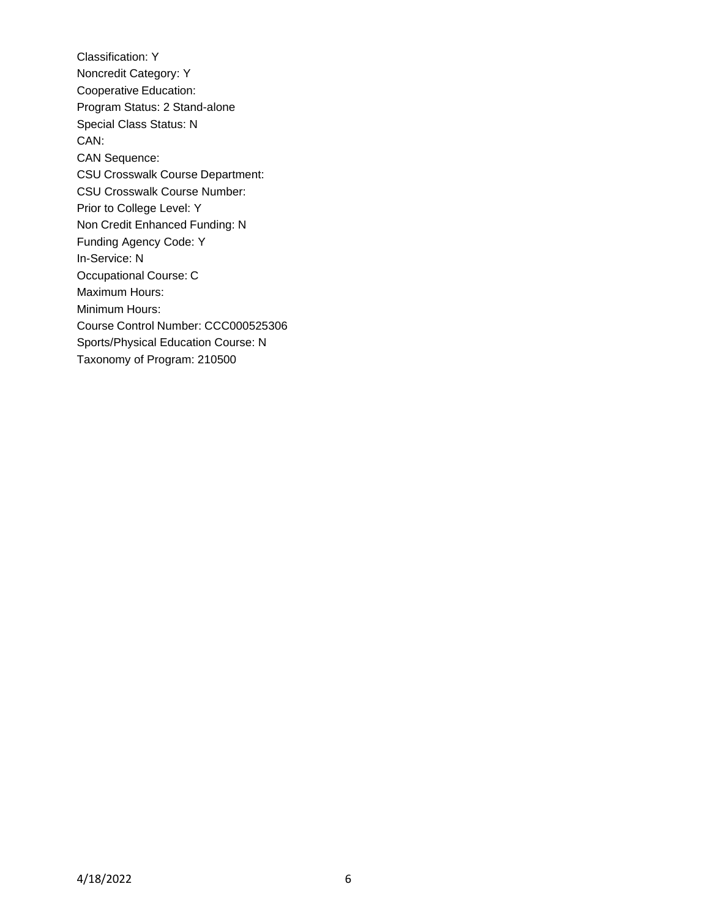Classification: Y
Noncredit Category: Y
Cooperative Education:
Program Status: 2 Stand-alone
Special Class Status: N
CAN:
CAN Sequence:
CSU Crosswalk Course Department:
CSU Crosswalk Course Number:
Prior to College Level: Y
Non Credit Enhanced Funding: N
Funding Agency Code: Y
In-Service: N
Occupational Course: C
Maximum Hours:
Minimum Hours:
Course Control Number: CCC000525306
Sports/Physical Education Course: N
Taxonomy of Program: 210500